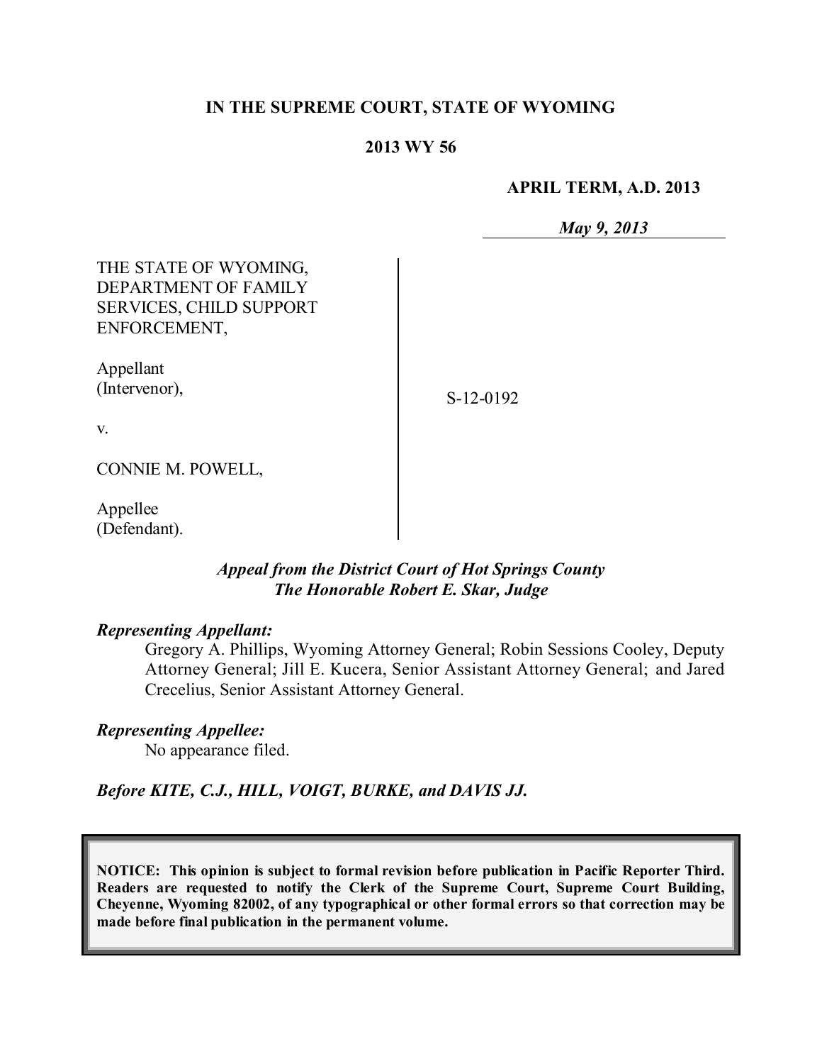**IN THE SUPREME COURT, STATE OF WYOMING**

**2013 WY 56**

**APRIL TERM, A.D. 2013**

***May 9, 2013***

THE STATE OF WYOMING, DEPARTMENT OF FAMILY SERVICES, CHILD SUPPORT ENFORCEMENT,

Appellant (Intervenor),

v.

CONNIE M. POWELL,

Appellee (Defendant).

S-12-0192

***Appeal from the District Court of Hot Springs County***
***The Honorable Robert E. Skar, Judge***

***Representing Appellant:***

Gregory A. Phillips, Wyoming Attorney General; Robin Sessions Cooley, Deputy Attorney General; Jill E. Kucera, Senior Assistant Attorney General; and Jared Crecelius, Senior Assistant Attorney General.

***Representing Appellee:***

No appearance filed.

***Before KITE, C.J., HILL, VOIGT, BURKE, and DAVIS JJ.***

**NOTICE: This opinion is subject to formal revision before publication in Pacific Reporter Third. Readers are requested to notify the Clerk of the Supreme Court, Supreme Court Building, Cheyenne, Wyoming 82002, of any typographical or other formal errors so that correction may be made before final publication in the permanent volume.**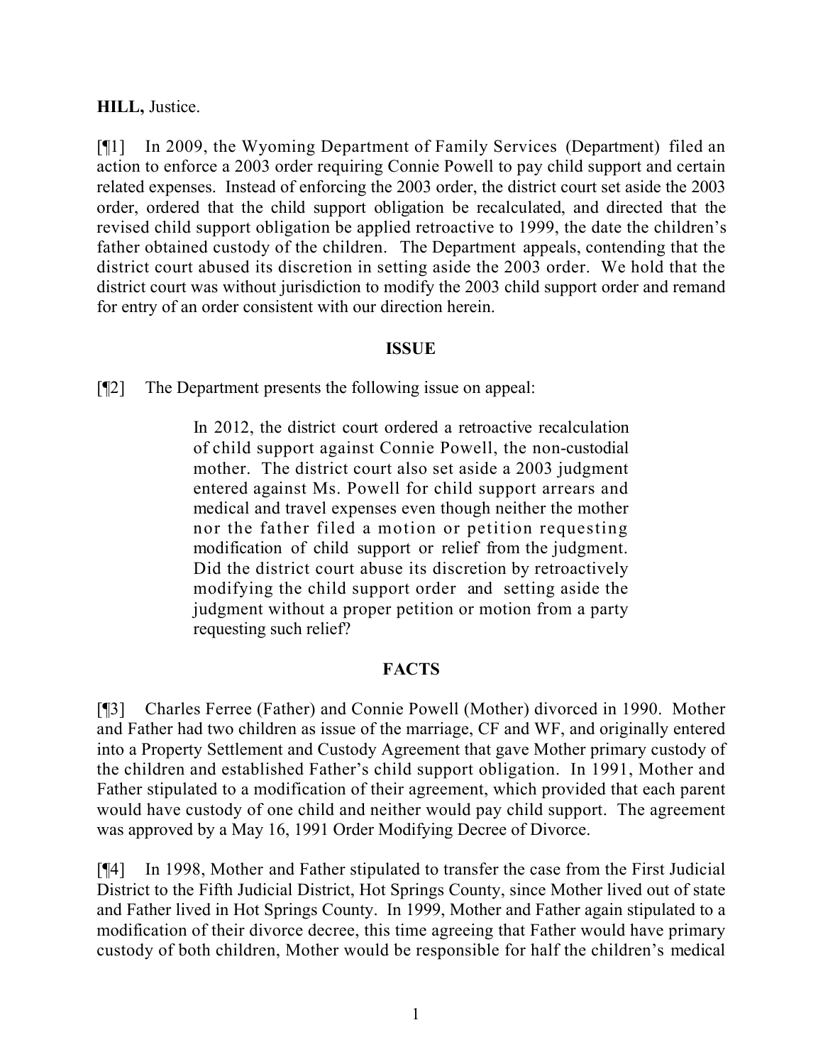**HILL,** Justice.

[¶1] In 2009, the Wyoming Department of Family Services (Department) filed an action to enforce a 2003 order requiring Connie Powell to pay child support and certain related expenses. Instead of enforcing the 2003 order, the district court set aside the 2003 order, ordered that the child support obligation be recalculated, and directed that the revised child support obligation be applied retroactive to 1999, the date the children's father obtained custody of the children. The Department appeals, contending that the district court abused its discretion in setting aside the 2003 order. We hold that the district court was without jurisdiction to modify the 2003 child support order and remand for entry of an order consistent with our direction herein.

**ISSUE**

[¶2] The Department presents the following issue on appeal:

> In 2012, the district court ordered a retroactive recalculation of child support against Connie Powell, the non-custodial mother. The district court also set aside a 2003 judgment entered against Ms. Powell for child support arrears and medical and travel expenses even though neither the mother nor the father filed a motion or petition requesting modification of child support or relief from the judgment. Did the district court abuse its discretion by retroactively modifying the child support order and setting aside the judgment without a proper petition or motion from a party requesting such relief?

**FACTS**

[¶3] Charles Ferree (Father) and Connie Powell (Mother) divorced in 1990. Mother and Father had two children as issue of the marriage, CF and WF, and originally entered into a Property Settlement and Custody Agreement that gave Mother primary custody of the children and established Father's child support obligation. In 1991, Mother and Father stipulated to a modification of their agreement, which provided that each parent would have custody of one child and neither would pay child support. The agreement was approved by a May 16, 1991 Order Modifying Decree of Divorce.

[¶4] In 1998, Mother and Father stipulated to transfer the case from the First Judicial District to the Fifth Judicial District, Hot Springs County, since Mother lived out of state and Father lived in Hot Springs County. In 1999, Mother and Father again stipulated to a modification of their divorce decree, this time agreeing that Father would have primary custody of both children, Mother would be responsible for half the children's medical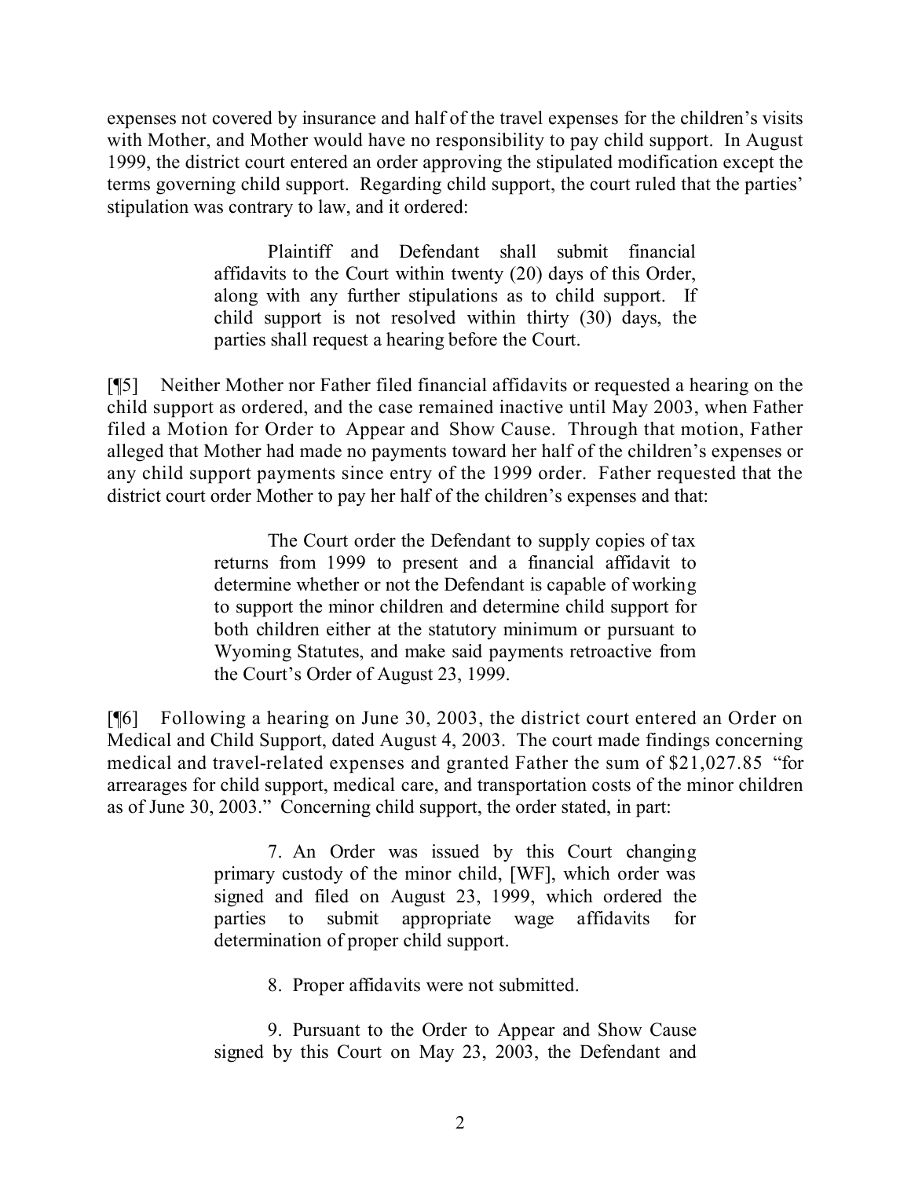expenses not covered by insurance and half of the travel expenses for the children's visits with Mother, and Mother would have no responsibility to pay child support. In August 1999, the district court entered an order approving the stipulated modification except the terms governing child support. Regarding child support, the court ruled that the parties' stipulation was contrary to law, and it ordered:

> Plaintiff and Defendant shall submit financial affidavits to the Court within twenty (20) days of this Order, along with any further stipulations as to child support. If child support is not resolved within thirty (30) days, the parties shall request a hearing before the Court.

[¶5] Neither Mother nor Father filed financial affidavits or requested a hearing on the child support as ordered, and the case remained inactive until May 2003, when Father filed a Motion for Order to Appear and Show Cause. Through that motion, Father alleged that Mother had made no payments toward her half of the children's expenses or any child support payments since entry of the 1999 order. Father requested that the district court order Mother to pay her half of the children's expenses and that:

> The Court order the Defendant to supply copies of tax returns from 1999 to present and a financial affidavit to determine whether or not the Defendant is capable of working to support the minor children and determine child support for both children either at the statutory minimum or pursuant to Wyoming Statutes, and make said payments retroactive from the Court's Order of August 23, 1999.

[¶6] Following a hearing on June 30, 2003, the district court entered an Order on Medical and Child Support, dated August 4, 2003. The court made findings concerning medical and travel-related expenses and granted Father the sum of $21,027.85 "for arrearages for child support, medical care, and transportation costs of the minor children as of June 30, 2003." Concerning child support, the order stated, in part:

> 7. An Order was issued by this Court changing primary custody of the minor child, [WF], which order was signed and filed on August 23, 1999, which ordered the parties to submit appropriate wage affidavits for determination of proper child support.
>
> 8. Proper affidavits were not submitted.
>
> 9. Pursuant to the Order to Appear and Show Cause signed by this Court on May 23, 2003, the Defendant and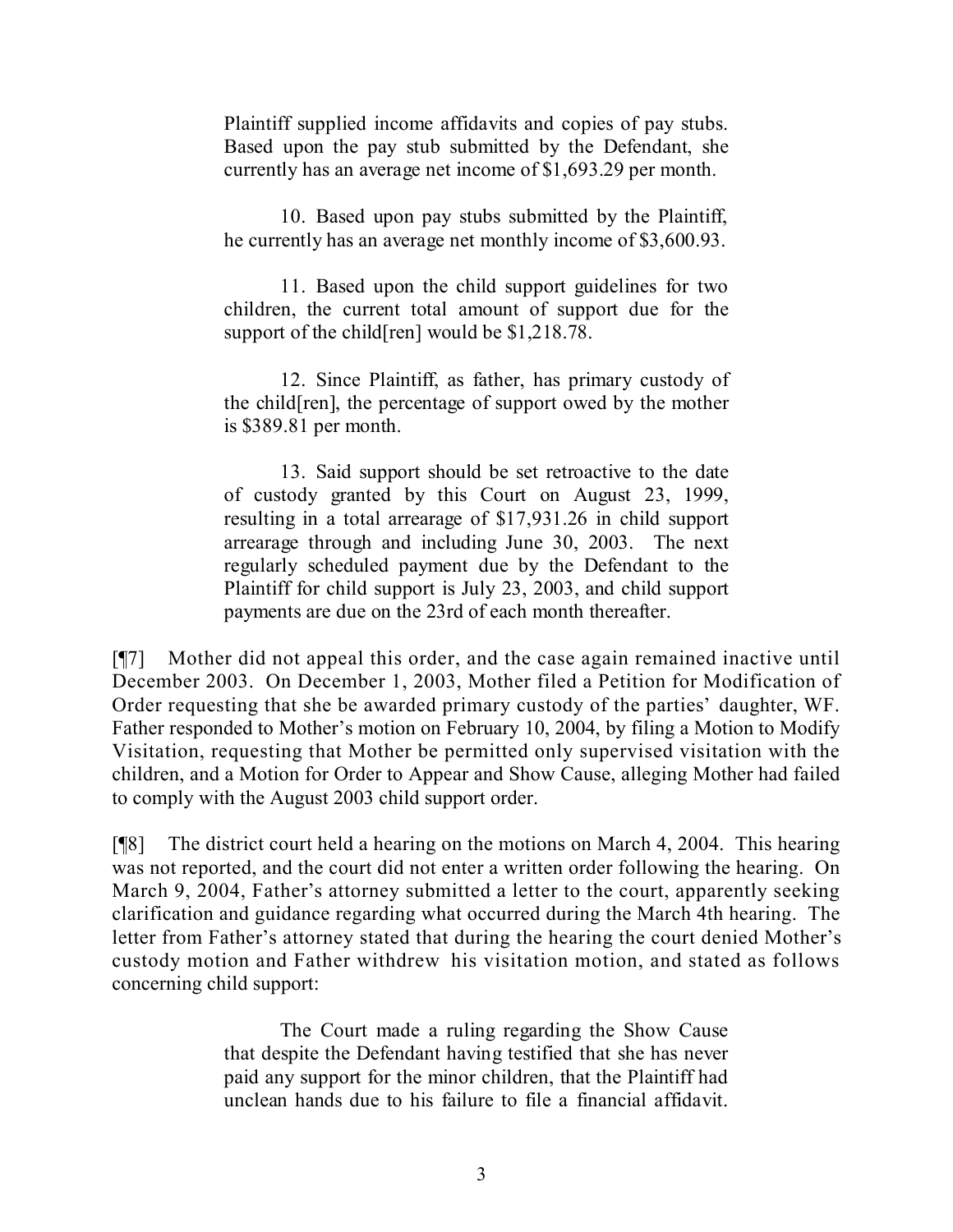Plaintiff supplied income affidavits and copies of pay stubs. Based upon the pay stub submitted by the Defendant, she currently has an average net income of $1,693.29 per month.

> 10. Based upon pay stubs submitted by the Plaintiff, he currently has an average net monthly income of $3,600.93.
>
> 11. Based upon the child support guidelines for two children, the current total amount of support due for the support of the child[ren] would be $1,218.78.
>
> 12. Since Plaintiff, as father, has primary custody of the child[ren], the percentage of support owed by the mother is $389.81 per month.
>
> 13. Said support should be set retroactive to the date of custody granted by this Court on August 23, 1999, resulting in a total arrearage of $17,931.26 in child support arrearage through and including June 30, 2003. The next regularly scheduled payment due by the Defendant to the Plaintiff for child support is July 23, 2003, and child support payments are due on the 23rd of each month thereafter.

[¶7] Mother did not appeal this order, and the case again remained inactive until December 2003. On December 1, 2003, Mother filed a Petition for Modification of Order requesting that she be awarded primary custody of the parties' daughter, WF. Father responded to Mother's motion on February 10, 2004, by filing a Motion to Modify Visitation, requesting that Mother be permitted only supervised visitation with the children, and a Motion for Order to Appear and Show Cause, alleging Mother had failed to comply with the August 2003 child support order.

[¶8] The district court held a hearing on the motions on March 4, 2004. This hearing was not reported, and the court did not enter a written order following the hearing. On March 9, 2004, Father's attorney submitted a letter to the court, apparently seeking clarification and guidance regarding what occurred during the March 4th hearing. The letter from Father's attorney stated that during the hearing the court denied Mother's custody motion and Father withdrew his visitation motion, and stated as follows concerning child support:

> The Court made a ruling regarding the Show Cause that despite the Defendant having testified that she has never paid any support for the minor children, that the Plaintiff had unclean hands due to his failure to file a financial affidavit.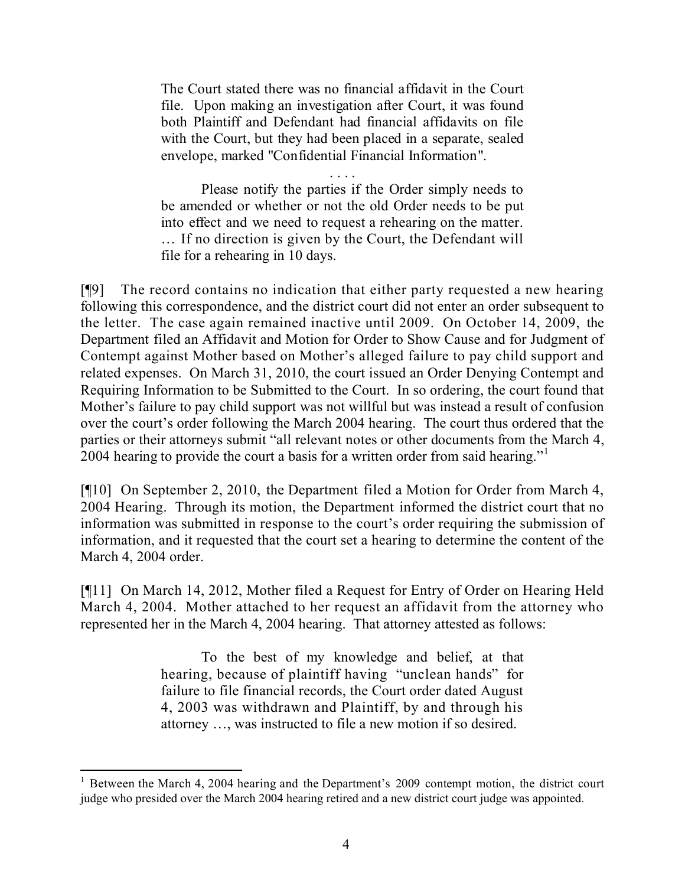> The Court stated there was no financial affidavit in the Court file. Upon making an investigation after Court, it was found both Plaintiff and Defendant had financial affidavits on file with the Court, but they had been placed in a separate, sealed envelope, marked "Confidential Financial Information".
>
> . . . .
>
> Please notify the parties if the Order simply needs to be amended or whether or not the old Order needs to be put into effect and we need to request a rehearing on the matter. … If no direction is given by the Court, the Defendant will file for a rehearing in 10 days.

[¶9] The record contains no indication that either party requested a new hearing following this correspondence, and the district court did not enter an order subsequent to the letter. The case again remained inactive until 2009. On October 14, 2009, the Department filed an Affidavit and Motion for Order to Show Cause and for Judgment of Contempt against Mother based on Mother's alleged failure to pay child support and related expenses. On March 31, 2010, the court issued an Order Denying Contempt and Requiring Information to be Submitted to the Court. In so ordering, the court found that Mother's failure to pay child support was not willful but was instead a result of confusion over the court's order following the March 2004 hearing. The court thus ordered that the parties or their attorneys submit "all relevant notes or other documents from the March 4, 2004 hearing to provide the court a basis for a written order from said hearing."[1]

[¶10] On September 2, 2010, the Department filed a Motion for Order from March 4, 2004 Hearing. Through its motion, the Department informed the district court that no information was submitted in response to the court's order requiring the submission of information, and it requested that the court set a hearing to determine the content of the March 4, 2004 order.

[¶11] On March 14, 2012, Mother filed a Request for Entry of Order on Hearing Held March 4, 2004. Mother attached to her request an affidavit from the attorney who represented her in the March 4, 2004 hearing. That attorney attested as follows:

> To the best of my knowledge and belief, at that hearing, because of plaintiff having "unclean hands" for failure to file financial records, the Court order dated August 4, 2003 was withdrawn and Plaintiff, by and through his attorney …, was instructed to file a new motion if so desired.

---

[1] Between the March 4, 2004 hearing and the Department's 2009 contempt motion, the district court judge who presided over the March 2004 hearing retired and a new district court judge was appointed.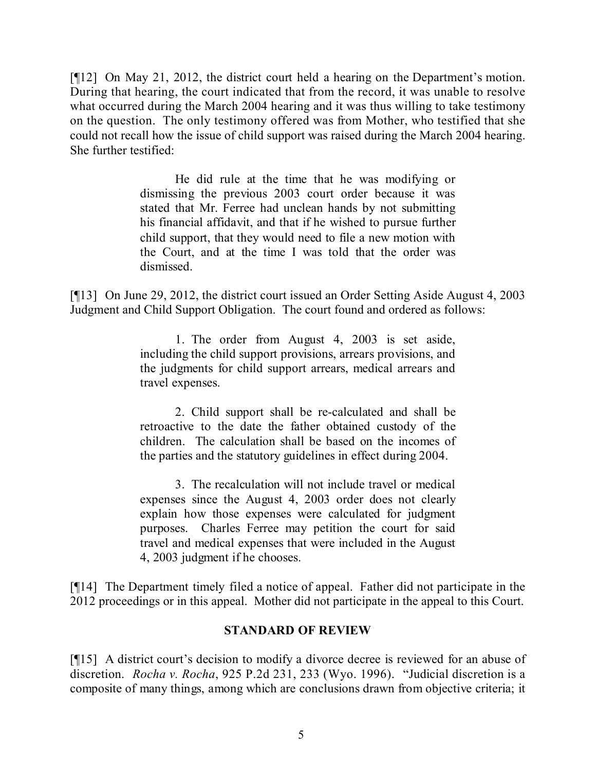[¶12] On May 21, 2012, the district court held a hearing on the Department's motion. During that hearing, the court indicated that from the record, it was unable to resolve what occurred during the March 2004 hearing and it was thus willing to take testimony on the question. The only testimony offered was from Mother, who testified that she could not recall how the issue of child support was raised during the March 2004 hearing. She further testified:

> He did rule at the time that he was modifying or dismissing the previous 2003 court order because it was stated that Mr. Ferree had unclean hands by not submitting his financial affidavit, and that if he wished to pursue further child support, that they would need to file a new motion with the Court, and at the time I was told that the order was dismissed.

[¶13] On June 29, 2012, the district court issued an Order Setting Aside August 4, 2003 Judgment and Child Support Obligation. The court found and ordered as follows:

> 1. The order from August 4, 2003 is set aside, including the child support provisions, arrears provisions, and the judgments for child support arrears, medical arrears and travel expenses.
>
> 2. Child support shall be re-calculated and shall be retroactive to the date the father obtained custody of the children. The calculation shall be based on the incomes of the parties and the statutory guidelines in effect during 2004.
>
> 3. The recalculation will not include travel or medical expenses since the August 4, 2003 order does not clearly explain how those expenses were calculated for judgment purposes. Charles Ferree may petition the court for said travel and medical expenses that were included in the August 4, 2003 judgment if he chooses.

[¶14] The Department timely filed a notice of appeal. Father did not participate in the 2012 proceedings or in this appeal. Mother did not participate in the appeal to this Court.

## STANDARD OF REVIEW

[¶15] A district court's decision to modify a divorce decree is reviewed for an abuse of discretion. *Rocha v. Rocha*, 925 P.2d 231, 233 (Wyo. 1996). "Judicial discretion is a composite of many things, among which are conclusions drawn from objective criteria; it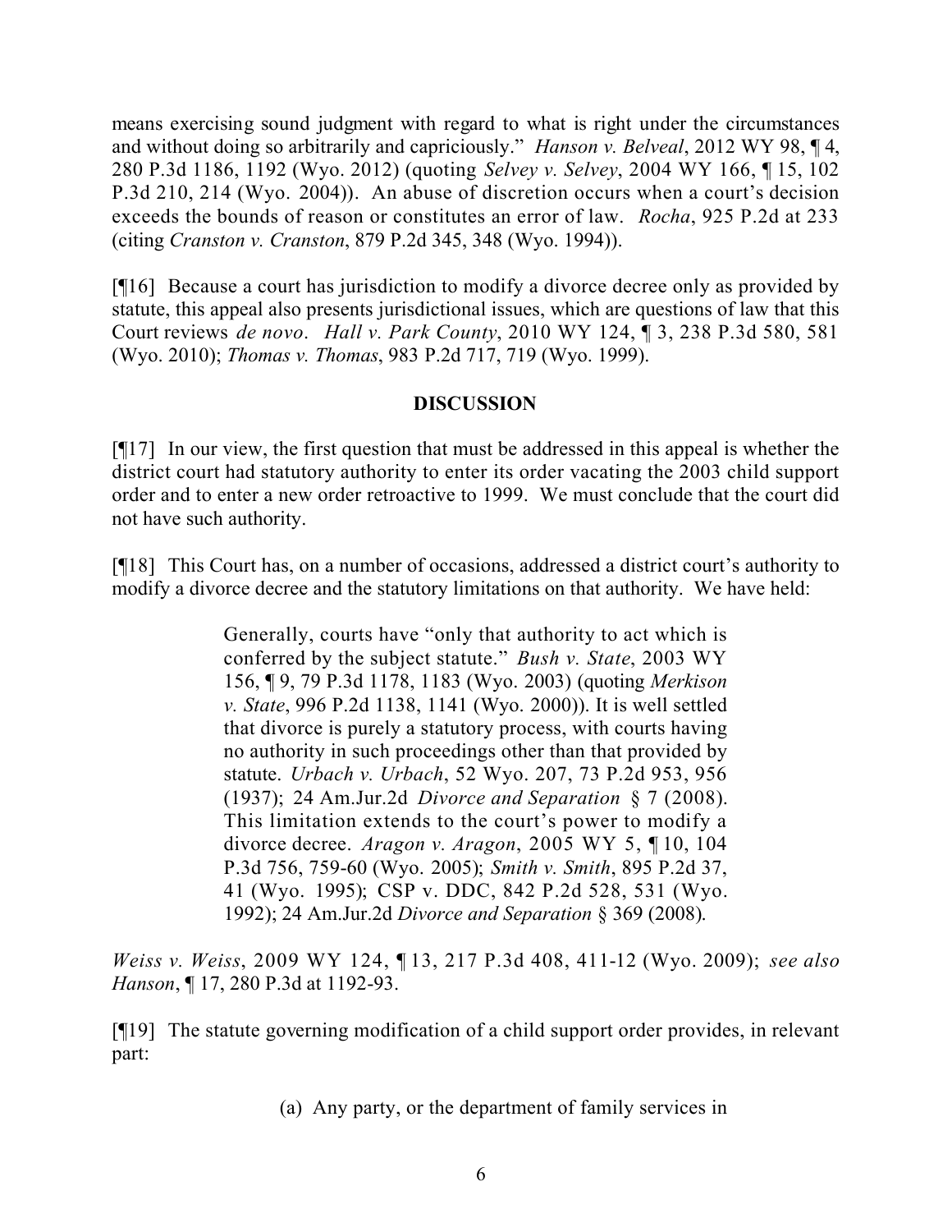means exercising sound judgment with regard to what is right under the circumstances and without doing so arbitrarily and capriciously." *Hanson v. Belveal*, 2012 WY 98, ¶ 4, 280 P.3d 1186, 1192 (Wyo. 2012) (quoting *Selvey v. Selvey*, 2004 WY 166, ¶ 15, 102 P.3d 210, 214 (Wyo. 2004)). An abuse of discretion occurs when a court's decision exceeds the bounds of reason or constitutes an error of law. *Rocha*, 925 P.2d at 233 (citing *Cranston v. Cranston*, 879 P.2d 345, 348 (Wyo. 1994)).

[¶16] Because a court has jurisdiction to modify a divorce decree only as provided by statute, this appeal also presents jurisdictional issues, which are questions of law that this Court reviews *de novo*. *Hall v. Park County*, 2010 WY 124, ¶ 3, 238 P.3d 580, 581 (Wyo. 2010); *Thomas v. Thomas*, 983 P.2d 717, 719 (Wyo. 1999).

## DISCUSSION

[¶17] In our view, the first question that must be addressed in this appeal is whether the district court had statutory authority to enter its order vacating the 2003 child support order and to enter a new order retroactive to 1999. We must conclude that the court did not have such authority.

[¶18] This Court has, on a number of occasions, addressed a district court's authority to modify a divorce decree and the statutory limitations on that authority. We have held:

> Generally, courts have "only that authority to act which is conferred by the subject statute." *Bush v. State*, 2003 WY 156, ¶ 9, 79 P.3d 1178, 1183 (Wyo. 2003) (quoting *Merkison v. State*, 996 P.2d 1138, 1141 (Wyo. 2000)). It is well settled that divorce is purely a statutory process, with courts having no authority in such proceedings other than that provided by statute. *Urbach v. Urbach*, 52 Wyo. 207, 73 P.2d 953, 956 (1937); 24 Am.Jur.2d *Divorce and Separation* § 7 (2008). This limitation extends to the court's power to modify a divorce decree. *Aragon v. Aragon*, 2005 WY 5, ¶ 10, 104 P.3d 756, 759-60 (Wyo. 2005); *Smith v. Smith*, 895 P.2d 37, 41 (Wyo. 1995); CSP v. DDC, 842 P.2d 528, 531 (Wyo. 1992); 24 Am.Jur.2d *Divorce and Separation* § 369 (2008).

*Weiss v. Weiss*, 2009 WY 124, ¶ 13, 217 P.3d 408, 411-12 (Wyo. 2009); *see also Hanson*, ¶ 17, 280 P.3d at 1192-93.

[¶19] The statute governing modification of a child support order provides, in relevant part:

> (a) Any party, or the department of family services in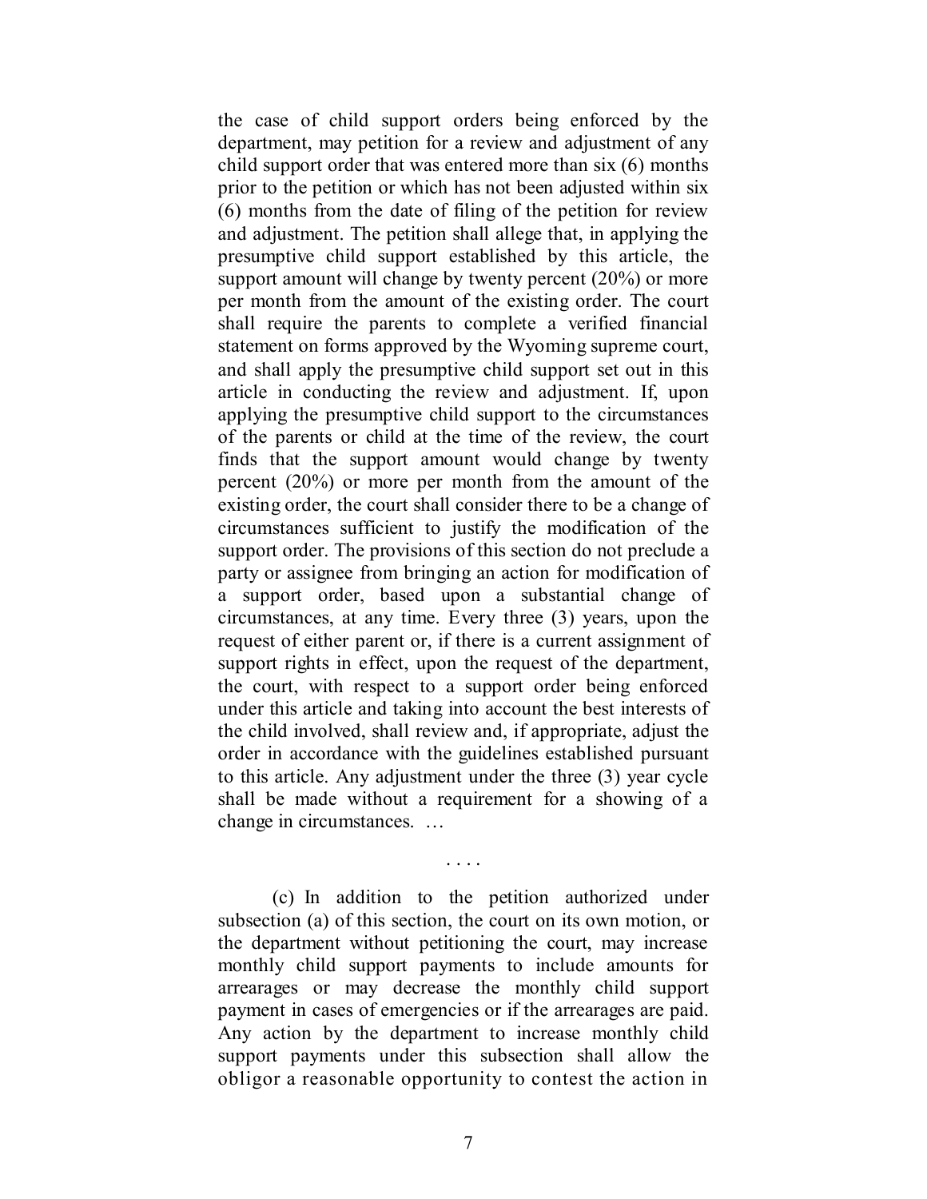the case of child support orders being enforced by the department, may petition for a review and adjustment of any child support order that was entered more than six (6) months prior to the petition or which has not been adjusted within six (6) months from the date of filing of the petition for review and adjustment. The petition shall allege that, in applying the presumptive child support established by this article, the support amount will change by twenty percent (20%) or more per month from the amount of the existing order. The court shall require the parents to complete a verified financial statement on forms approved by the Wyoming supreme court, and shall apply the presumptive child support set out in this article in conducting the review and adjustment. If, upon applying the presumptive child support to the circumstances of the parents or child at the time of the review, the court finds that the support amount would change by twenty percent (20%) or more per month from the amount of the existing order, the court shall consider there to be a change of circumstances sufficient to justify the modification of the support order. The provisions of this section do not preclude a party or assignee from bringing an action for modification of a support order, based upon a substantial change of circumstances, at any time. Every three (3) years, upon the request of either parent or, if there is a current assignment of support rights in effect, upon the request of the department, the court, with respect to a support order being enforced under this article and taking into account the best interests of the child involved, shall review and, if appropriate, adjust the order in accordance with the guidelines established pursuant to this article. Any adjustment under the three (3) year cycle shall be made without a requirement for a showing of a change in circumstances. …

. . . .

(c) In addition to the petition authorized under subsection (a) of this section, the court on its own motion, or the department without petitioning the court, may increase monthly child support payments to include amounts for arrearages or may decrease the monthly child support payment in cases of emergencies or if the arrearages are paid. Any action by the department to increase monthly child support payments under this subsection shall allow the obligor a reasonable opportunity to contest the action in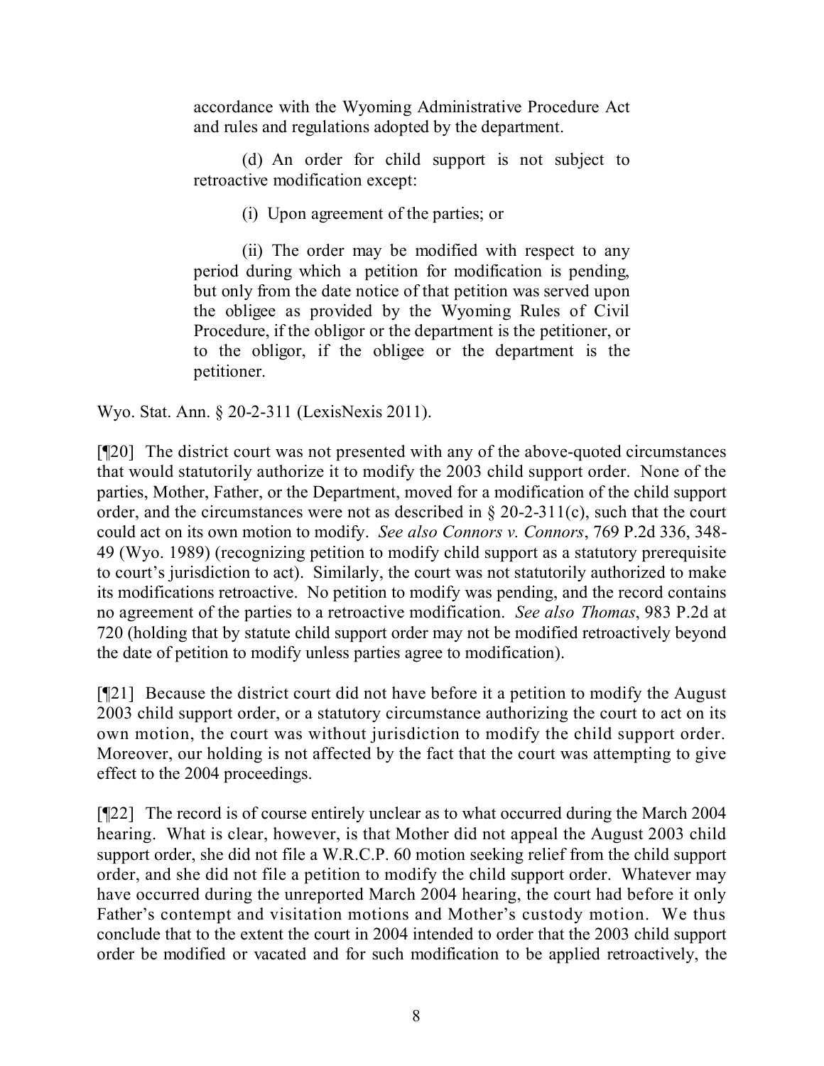accordance with the Wyoming Administrative Procedure Act and rules and regulations adopted by the department.

> (d) An order for child support is not subject to retroactive modification except:
>
> (i) Upon agreement of the parties; or
>
> (ii) The order may be modified with respect to any period during which a petition for modification is pending, but only from the date notice of that petition was served upon the obligee as provided by the Wyoming Rules of Civil Procedure, if the obligor or the department is the petitioner, or to the obligor, if the obligee or the department is the petitioner.

Wyo. Stat. Ann. § 20-2-311 (LexisNexis 2011).

[¶20] The district court was not presented with any of the above-quoted circumstances that would statutorily authorize it to modify the 2003 child support order. None of the parties, Mother, Father, or the Department, moved for a modification of the child support order, and the circumstances were not as described in § 20-2-311(c), such that the court could act on its own motion to modify. *See also Connors v. Connors*, 769 P.2d 336, 348-49 (Wyo. 1989) (recognizing petition to modify child support as a statutory prerequisite to court's jurisdiction to act). Similarly, the court was not statutorily authorized to make its modifications retroactive. No petition to modify was pending, and the record contains no agreement of the parties to a retroactive modification. *See also Thomas*, 983 P.2d at 720 (holding that by statute child support order may not be modified retroactively beyond the date of petition to modify unless parties agree to modification).

[¶21] Because the district court did not have before it a petition to modify the August 2003 child support order, or a statutory circumstance authorizing the court to act on its own motion, the court was without jurisdiction to modify the child support order. Moreover, our holding is not affected by the fact that the court was attempting to give effect to the 2004 proceedings.

[¶22] The record is of course entirely unclear as to what occurred during the March 2004 hearing. What is clear, however, is that Mother did not appeal the August 2003 child support order, she did not file a W.R.C.P. 60 motion seeking relief from the child support order, and she did not file a petition to modify the child support order. Whatever may have occurred during the unreported March 2004 hearing, the court had before it only Father's contempt and visitation motions and Mother's custody motion. We thus conclude that to the extent the court in 2004 intended to order that the 2003 child support order be modified or vacated and for such modification to be applied retroactively, the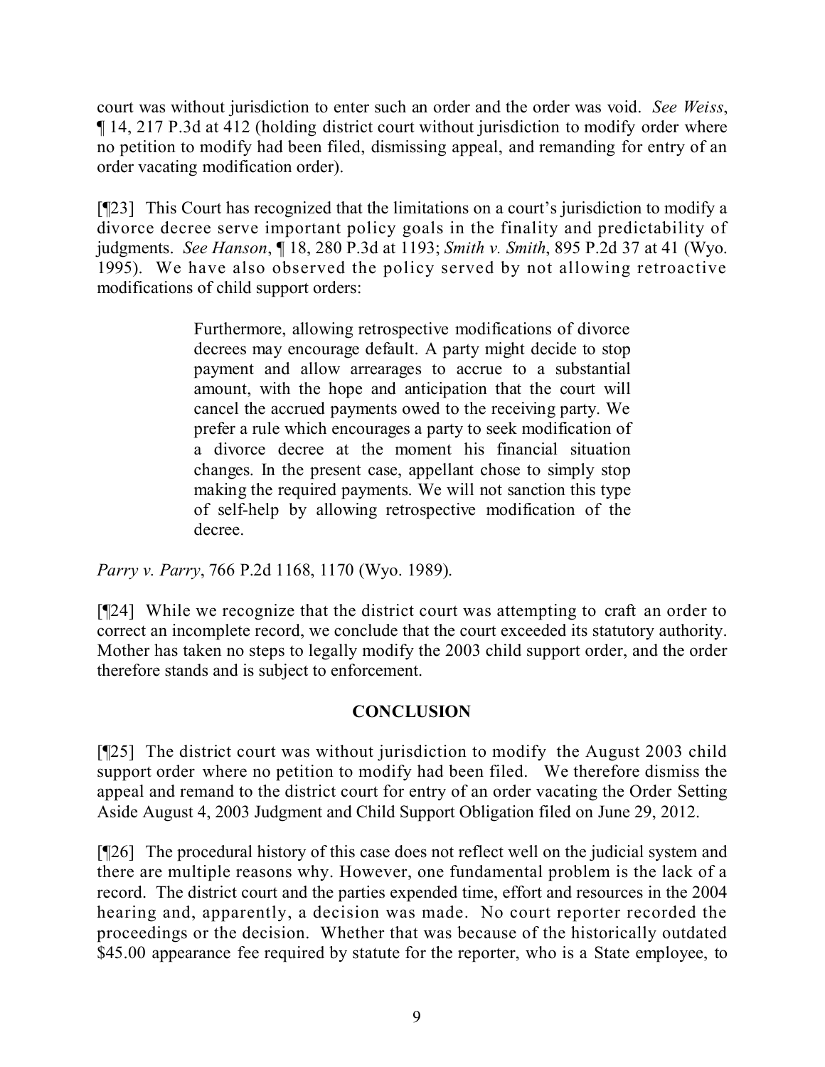court was without jurisdiction to enter such an order and the order was void. *See Weiss*, ¶ 14, 217 P.3d at 412 (holding district court without jurisdiction to modify order where no petition to modify had been filed, dismissing appeal, and remanding for entry of an order vacating modification order).

[¶23] This Court has recognized that the limitations on a court's jurisdiction to modify a divorce decree serve important policy goals in the finality and predictability of judgments. *See Hanson*, ¶ 18, 280 P.3d at 1193; *Smith v. Smith*, 895 P.2d 37 at 41 (Wyo. 1995). We have also observed the policy served by not allowing retroactive modifications of child support orders:

> Furthermore, allowing retrospective modifications of divorce decrees may encourage default. A party might decide to stop payment and allow arrearages to accrue to a substantial amount, with the hope and anticipation that the court will cancel the accrued payments owed to the receiving party. We prefer a rule which encourages a party to seek modification of a divorce decree at the moment his financial situation changes. In the present case, appellant chose to simply stop making the required payments. We will not sanction this type of self-help by allowing retrospective modification of the decree.

*Parry v. Parry*, 766 P.2d 1168, 1170 (Wyo. 1989).

[¶24] While we recognize that the district court was attempting to craft an order to correct an incomplete record, we conclude that the court exceeded its statutory authority. Mother has taken no steps to legally modify the 2003 child support order, and the order therefore stands and is subject to enforcement.

## CONCLUSION

[¶25] The district court was without jurisdiction to modify the August 2003 child support order where no petition to modify had been filed. We therefore dismiss the appeal and remand to the district court for entry of an order vacating the Order Setting Aside August 4, 2003 Judgment and Child Support Obligation filed on June 29, 2012.

[¶26] The procedural history of this case does not reflect well on the judicial system and there are multiple reasons why. However, one fundamental problem is the lack of a record. The district court and the parties expended time, effort and resources in the 2004 hearing and, apparently, a decision was made. No court reporter recorded the proceedings or the decision. Whether that was because of the historically outdated $45.00 appearance fee required by statute for the reporter, who is a State employee, to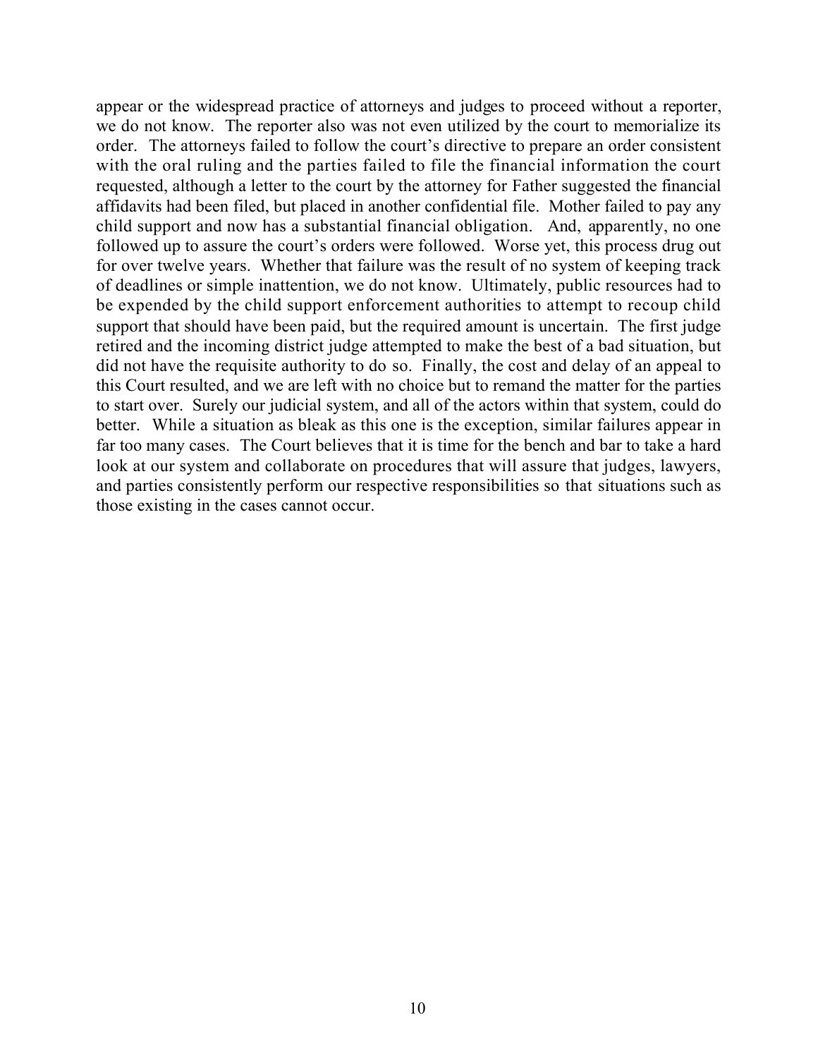appear or the widespread practice of attorneys and judges to proceed without a reporter, we do not know. The reporter also was not even utilized by the court to memorialize its order. The attorneys failed to follow the court's directive to prepare an order consistent with the oral ruling and the parties failed to file the financial information the court requested, although a letter to the court by the attorney for Father suggested the financial affidavits had been filed, but placed in another confidential file. Mother failed to pay any child support and now has a substantial financial obligation. And, apparently, no one followed up to assure the court's orders were followed. Worse yet, this process drug out for over twelve years. Whether that failure was the result of no system of keeping track of deadlines or simple inattention, we do not know. Ultimately, public resources had to be expended by the child support enforcement authorities to attempt to recoup child support that should have been paid, but the required amount is uncertain. The first judge retired and the incoming district judge attempted to make the best of a bad situation, but did not have the requisite authority to do so. Finally, the cost and delay of an appeal to this Court resulted, and we are left with no choice but to remand the matter for the parties to start over. Surely our judicial system, and all of the actors within that system, could do better. While a situation as bleak as this one is the exception, similar failures appear in far too many cases. The Court believes that it is time for the bench and bar to take a hard look at our system and collaborate on procedures that will assure that judges, lawyers, and parties consistently perform our respective responsibilities so that situations such as those existing in the cases cannot occur.